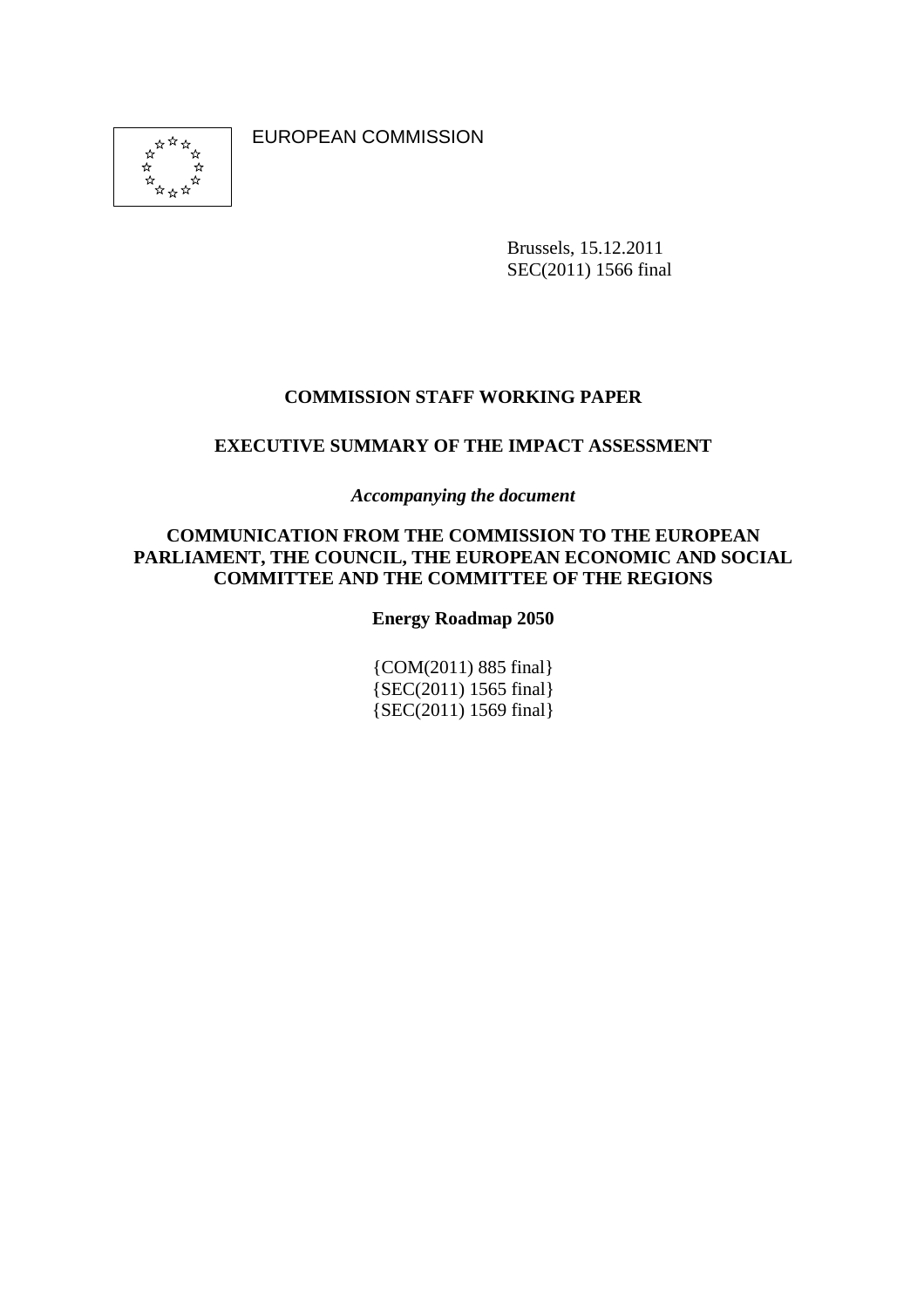EUROPEAN COMMISSION

Brussels, 15.12.2011
SEC(2011) 1566 final

**COMMISSION STAFF WORKING PAPER**

**EXECUTIVE SUMMARY OF THE IMPACT ASSESSMENT**

***Accompanying the document***

**COMMUNICATION FROM THE COMMISSION TO THE EUROPEAN PARLIAMENT, THE COUNCIL, THE EUROPEAN ECONOMIC AND SOCIAL COMMITTEE AND THE COMMITTEE OF THE REGIONS**

**Energy Roadmap 2050**

{COM(2011) 885 final}
{SEC(2011) 1565 final}
{SEC(2011) 1569 final}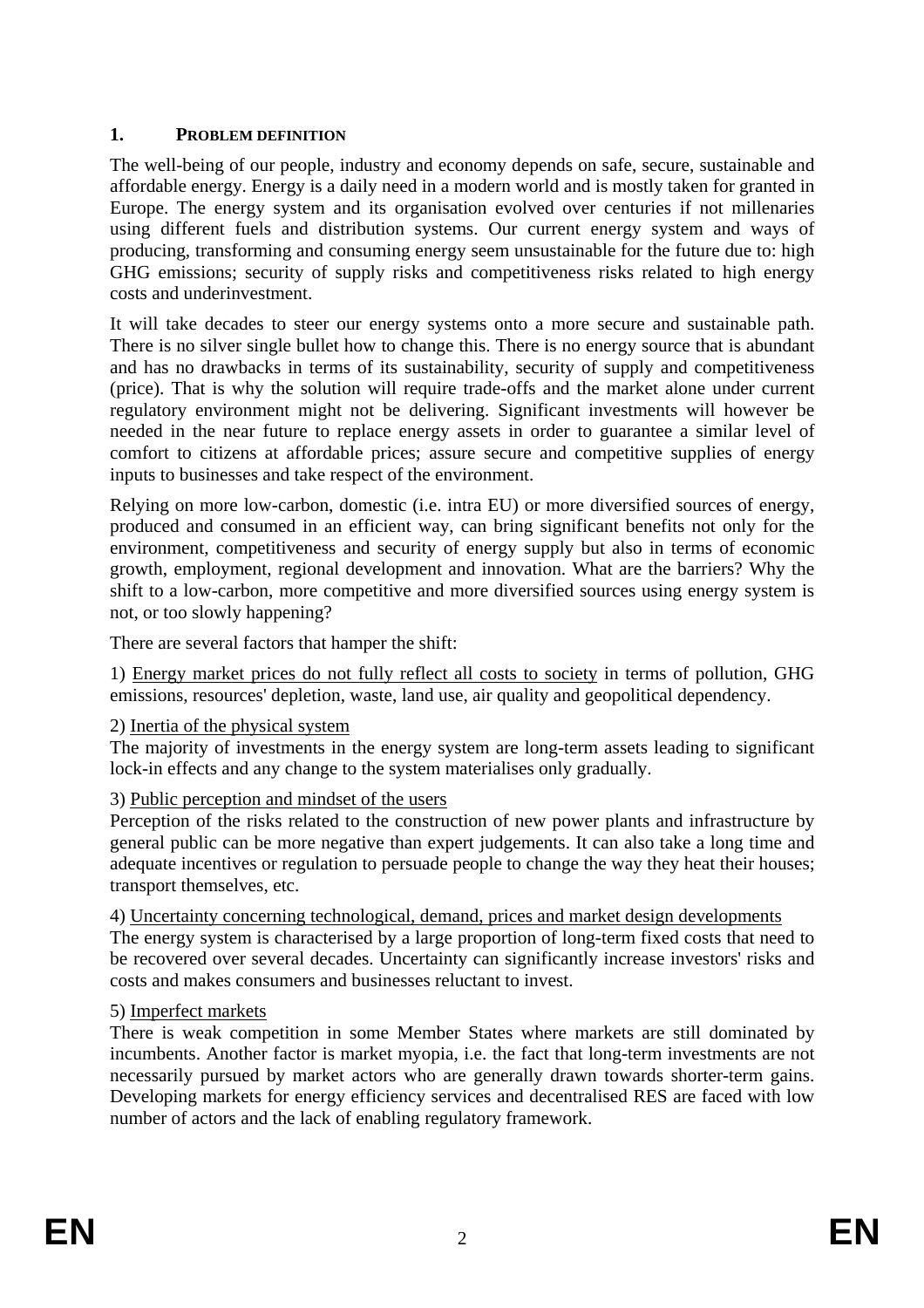# 1. PROBLEM DEFINITION

The well-being of our people, industry and economy depends on safe, secure, sustainable and affordable energy. Energy is a daily need in a modern world and is mostly taken for granted in Europe. The energy system and its organisation evolved over centuries if not millenaries using different fuels and distribution systems. Our current energy system and ways of producing, transforming and consuming energy seem unsustainable for the future due to: high GHG emissions; security of supply risks and competitiveness risks related to high energy costs and underinvestment.

It will take decades to steer our energy systems onto a more secure and sustainable path. There is no silver single bullet how to change this. There is no energy source that is abundant and has no drawbacks in terms of its sustainability, security of supply and competitiveness (price). That is why the solution will require trade-offs and the market alone under current regulatory environment might not be delivering. Significant investments will however be needed in the near future to replace energy assets in order to guarantee a similar level of comfort to citizens at affordable prices; assure secure and competitive supplies of energy inputs to businesses and take respect of the environment.

Relying on more low-carbon, domestic (i.e. intra EU) or more diversified sources of energy, produced and consumed in an efficient way, can bring significant benefits not only for the environment, competitiveness and security of energy supply but also in terms of economic growth, employment, regional development and innovation. What are the barriers? Why the shift to a low-carbon, more competitive and more diversified sources using energy system is not, or too slowly happening?

There are several factors that hamper the shift:

1) Energy market prices do not fully reflect all costs to society in terms of pollution, GHG emissions, resources' depletion, waste, land use, air quality and geopolitical dependency.

2) Inertia of the physical system
The majority of investments in the energy system are long-term assets leading to significant lock-in effects and any change to the system materialises only gradually.

3) Public perception and mindset of the users
Perception of the risks related to the construction of new power plants and infrastructure by general public can be more negative than expert judgements. It can also take a long time and adequate incentives or regulation to persuade people to change the way they heat their houses; transport themselves, etc.

4) Uncertainty concerning technological, demand, prices and market design developments
The energy system is characterised by a large proportion of long-term fixed costs that need to be recovered over several decades. Uncertainty can significantly increase investors' risks and costs and makes consumers and businesses reluctant to invest.

5) Imperfect markets
There is weak competition in some Member States where markets are still dominated by incumbents. Another factor is market myopia, i.e. the fact that long-term investments are not necessarily pursued by market actors who are generally drawn towards shorter-term gains. Developing markets for energy efficiency services and decentralised RES are faced with low number of actors and the lack of enabling regulatory framework.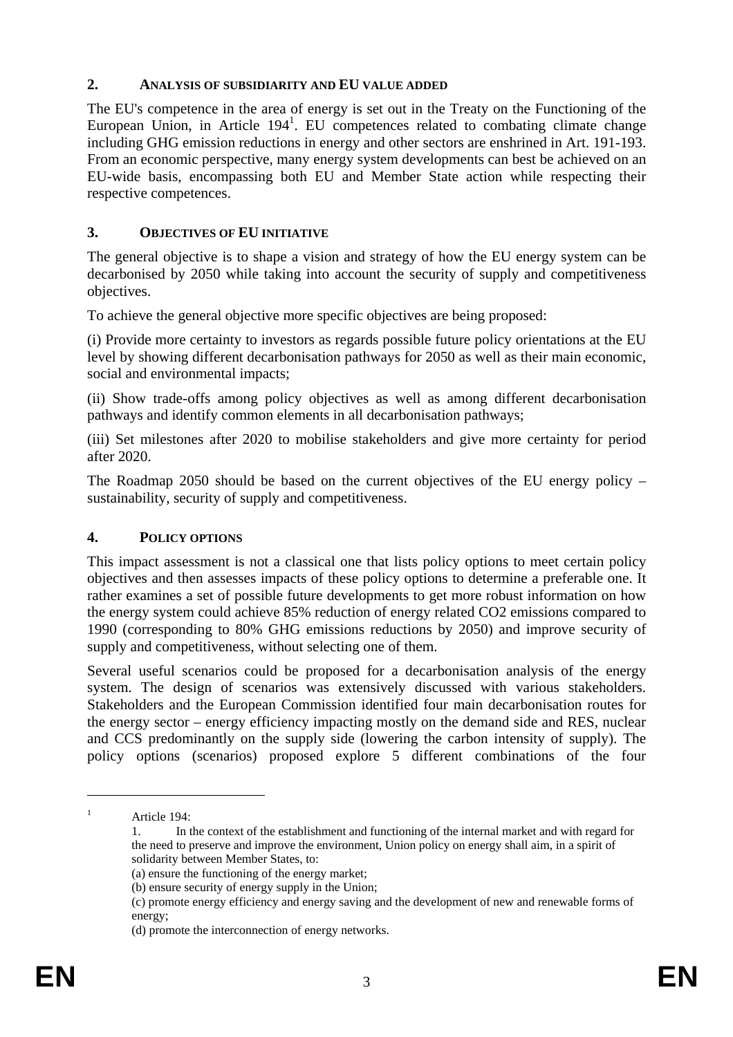## 2. ANALYSIS OF SUBSIDIARITY AND EU VALUE ADDED

The EU's competence in the area of energy is set out in the Treaty on the Functioning of the European Union, in Article 194[1]. EU competences related to combating climate change including GHG emission reductions in energy and other sectors are enshrined in Art. 191-193. From an economic perspective, many energy system developments can best be achieved on an EU-wide basis, encompassing both EU and Member State action while respecting their respective competences.

## 3. OBJECTIVES OF EU INITIATIVE

The general objective is to shape a vision and strategy of how the EU energy system can be decarbonised by 2050 while taking into account the security of supply and competitiveness objectives.

To achieve the general objective more specific objectives are being proposed:

(i) Provide more certainty to investors as regards possible future policy orientations at the EU level by showing different decarbonisation pathways for 2050 as well as their main economic, social and environmental impacts;

(ii) Show trade-offs among policy objectives as well as among different decarbonisation pathways and identify common elements in all decarbonisation pathways;

(iii) Set milestones after 2020 to mobilise stakeholders and give more certainty for period after 2020.

The Roadmap 2050 should be based on the current objectives of the EU energy policy – sustainability, security of supply and competitiveness.

## 4. POLICY OPTIONS

This impact assessment is not a classical one that lists policy options to meet certain policy objectives and then assesses impacts of these policy options to determine a preferable one. It rather examines a set of possible future developments to get more robust information on how the energy system could achieve 85% reduction of energy related $CO_2$ emissions compared to 1990 (corresponding to 80% GHG emissions reductions by 2050) and improve security of supply and competitiveness, without selecting one of them.

Several useful scenarios could be proposed for a decarbonisation analysis of the energy system. The design of scenarios was extensively discussed with various stakeholders. Stakeholders and the European Commission identified four main decarbonisation routes for the energy sector – energy efficiency impacting mostly on the demand side and RES, nuclear and CCS predominantly on the supply side (lowering the carbon intensity of supply). The policy options (scenarios) proposed explore 5 different combinations of the four

---

[1] Article 194:

1. In the context of the establishment and functioning of the internal market and with regard for the need to preserve and improve the environment, Union policy on energy shall aim, in a spirit of solidarity between Member States, to:

(a) ensure the functioning of the energy market;

(b) ensure security of energy supply in the Union;

(c) promote energy efficiency and energy saving and the development of new and renewable forms of energy;

(d) promote the interconnection of energy networks.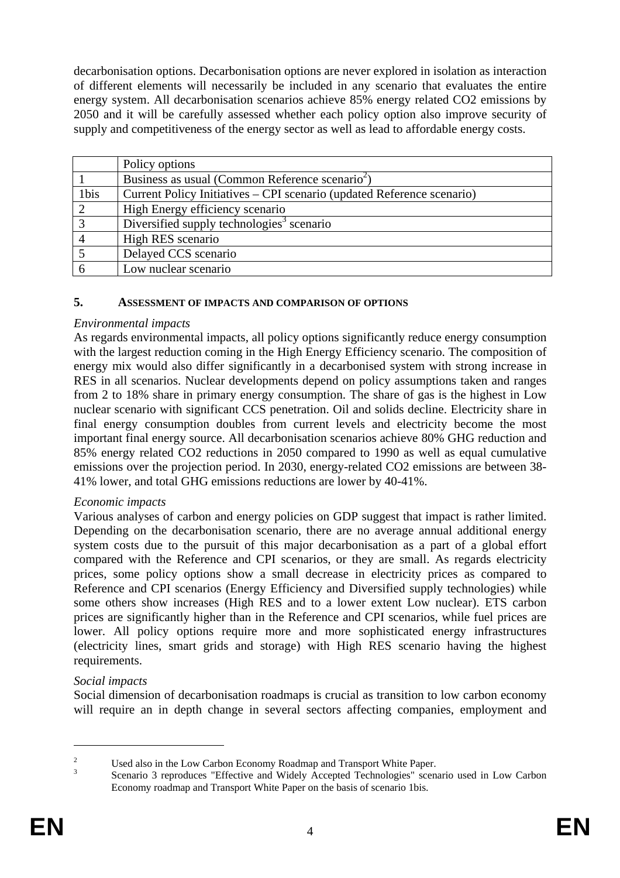decarbonisation options. Decarbonisation options are never explored in isolation as interaction of different elements will necessarily be included in any scenario that evaluates the entire energy system. All decarbonisation scenarios achieve 85% energy related CO2 emissions by 2050 and it will be carefully assessed whether each policy option also improve security of supply and competitiveness of the energy sector as well as lead to affordable energy costs.

| | Policy options |
|---|---|
| 1 | Business as usual (Common Reference scenario[2]) |
| 1bis | Current Policy Initiatives – CPI scenario (updated Reference scenario) |
| 2 | High Energy efficiency scenario |
| 3 | Diversified supply technologies[3] scenario |
| 4 | High RES scenario |
| 5 | Delayed CCS scenario |
| 6 | Low nuclear scenario |

## 5. ASSESSMENT OF IMPACTS AND COMPARISON OF OPTIONS

*Environmental impacts*

As regards environmental impacts, all policy options significantly reduce energy consumption with the largest reduction coming in the High Energy Efficiency scenario. The composition of energy mix would also differ significantly in a decarbonised system with strong increase in RES in all scenarios. Nuclear developments depend on policy assumptions taken and ranges from 2 to 18% share in primary energy consumption. The share of gas is the highest in Low nuclear scenario with significant CCS penetration. Oil and solids decline. Electricity share in final energy consumption doubles from current levels and electricity become the most important final energy source. All decarbonisation scenarios achieve 80% GHG reduction and 85% energy related CO2 reductions in 2050 compared to 1990 as well as equal cumulative emissions over the projection period. In 2030, energy-related CO2 emissions are between 38-41% lower, and total GHG emissions reductions are lower by 40-41%.

*Economic impacts*

Various analyses of carbon and energy policies on GDP suggest that impact is rather limited. Depending on the decarbonisation scenario, there are no average annual additional energy system costs due to the pursuit of this major decarbonisation as a part of a global effort compared with the Reference and CPI scenarios, or they are small. As regards electricity prices, some policy options show a small decrease in electricity prices as compared to Reference and CPI scenarios (Energy Efficiency and Diversified supply technologies) while some others show increases (High RES and to a lower extent Low nuclear). ETS carbon prices are significantly higher than in the Reference and CPI scenarios, while fuel prices are lower. All policy options require more and more sophisticated energy infrastructures (electricity lines, smart grids and storage) with High RES scenario having the highest requirements.

*Social impacts*

Social dimension of decarbonisation roadmaps is crucial as transition to low carbon economy will require an in depth change in several sectors affecting companies, employment and

[2] Used also in the Low Carbon Economy Roadmap and Transport White Paper.

[3] Scenario 3 reproduces "Effective and Widely Accepted Technologies" scenario used in Low Carbon Economy roadmap and Transport White Paper on the basis of scenario 1bis.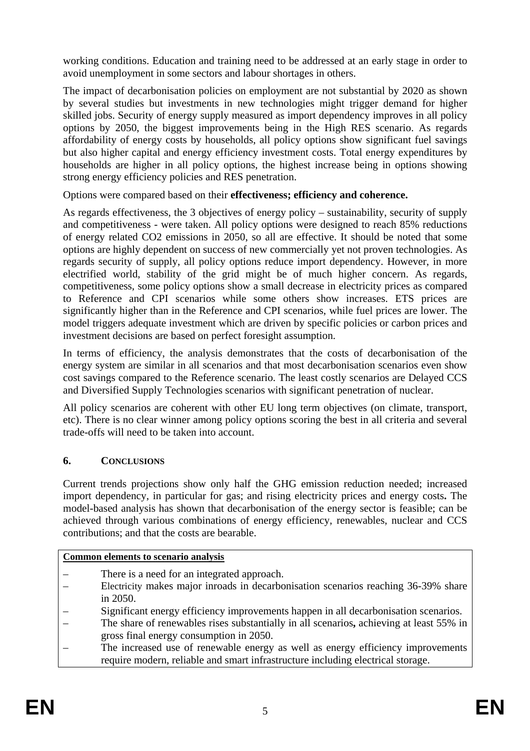working conditions. Education and training need to be addressed at an early stage in order to avoid unemployment in some sectors and labour shortages in others.

The impact of decarbonisation policies on employment are not substantial by 2020 as shown by several studies but investments in new technologies might trigger demand for higher skilled jobs. Security of energy supply measured as import dependency improves in all policy options by 2050, the biggest improvements being in the High RES scenario. As regards affordability of energy costs by households, all policy options show significant fuel savings but also higher capital and energy efficiency investment costs. Total energy expenditures by households are higher in all policy options, the highest increase being in options showing strong energy efficiency policies and RES penetration.

Options were compared based on their **effectiveness; efficiency and coherence.**

As regards effectiveness, the 3 objectives of energy policy – sustainability, security of supply and competitiveness - were taken. All policy options were designed to reach 85% reductions of energy related CO2 emissions in 2050, so all are effective. It should be noted that some options are highly dependent on success of new commercially yet not proven technologies. As regards security of supply, all policy options reduce import dependency. However, in more electrified world, stability of the grid might be of much higher concern. As regards, competitiveness, some policy options show a small decrease in electricity prices as compared to Reference and CPI scenarios while some others show increases. ETS prices are significantly higher than in the Reference and CPI scenarios, while fuel prices are lower. The model triggers adequate investment which are driven by specific policies or carbon prices and investment decisions are based on perfect foresight assumption.

In terms of efficiency, the analysis demonstrates that the costs of decarbonisation of the energy system are similar in all scenarios and that most decarbonisation scenarios even show cost savings compared to the Reference scenario. The least costly scenarios are Delayed CCS and Diversified Supply Technologies scenarios with significant penetration of nuclear.

All policy scenarios are coherent with other EU long term objectives (on climate, transport, etc). There is no clear winner among policy options scoring the best in all criteria and several trade-offs will need to be taken into account.

## 6. CONCLUSIONS

Current trends projections show only half the GHG emission reduction needed; increased import dependency, in particular for gas; and rising electricity prices and energy costs**.** The model-based analysis has shown that decarbonisation of the energy sector is feasible; can be achieved through various combinations of energy efficiency, renewables, nuclear and CCS contributions; and that the costs are bearable.

**Common elements to scenario analysis**

– There is a need for an integrated approach.

– Electricity makes major inroads in decarbonisation scenarios reaching 36-39% share in 2050.

– Significant energy efficiency improvements happen in all decarbonisation scenarios.

– The share of renewables rises substantially in all scenarios**,** achieving at least 55% in gross final energy consumption in 2050.

– The increased use of renewable energy as well as energy efficiency improvements require modern, reliable and smart infrastructure including electrical storage.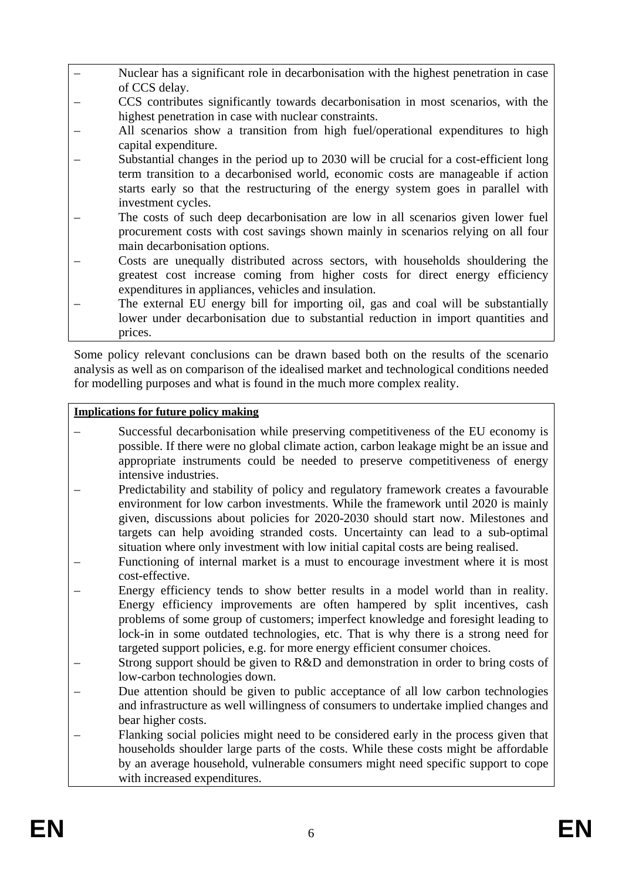- Nuclear has a significant role in decarbonisation with the highest penetration in case of CCS delay.
- CCS contributes significantly towards decarbonisation in most scenarios, with the highest penetration in case with nuclear constraints.
- All scenarios show a transition from high fuel/operational expenditures to high capital expenditure.
- Substantial changes in the period up to 2030 will be crucial for a cost-efficient long term transition to a decarbonised world, economic costs are manageable if action starts early so that the restructuring of the energy system goes in parallel with investment cycles.
- The costs of such deep decarbonisation are low in all scenarios given lower fuel procurement costs with cost savings shown mainly in scenarios relying on all four main decarbonisation options.
- Costs are unequally distributed across sectors, with households shouldering the greatest cost increase coming from higher costs for direct energy efficiency expenditures in appliances, vehicles and insulation.
- The external EU energy bill for importing oil, gas and coal will be substantially lower under decarbonisation due to substantial reduction in import quantities and prices.

Some policy relevant conclusions can be drawn based both on the results of the scenario analysis as well as on comparison of the idealised market and technological conditions needed for modelling purposes and what is found in the much more complex reality.

**Implications for future policy making**

- Successful decarbonisation while preserving competitiveness of the EU economy is possible. If there were no global climate action, carbon leakage might be an issue and appropriate instruments could be needed to preserve competitiveness of energy intensive industries.
- Predictability and stability of policy and regulatory framework creates a favourable environment for low carbon investments. While the framework until 2020 is mainly given, discussions about policies for 2020-2030 should start now. Milestones and targets can help avoiding stranded costs. Uncertainty can lead to a sub-optimal situation where only investment with low initial capital costs are being realised.
- Functioning of internal market is a must to encourage investment where it is most cost-effective.
- Energy efficiency tends to show better results in a model world than in reality. Energy efficiency improvements are often hampered by split incentives, cash problems of some group of customers; imperfect knowledge and foresight leading to lock-in in some outdated technologies, etc. That is why there is a strong need for targeted support policies, e.g. for more energy efficient consumer choices.
- Strong support should be given to R&D and demonstration in order to bring costs of low-carbon technologies down.
- Due attention should be given to public acceptance of all low carbon technologies and infrastructure as well willingness of consumers to undertake implied changes and bear higher costs.
- Flanking social policies might need to be considered early in the process given that households shoulder large parts of the costs. While these costs might be affordable by an average household, vulnerable consumers might need specific support to cope with increased expenditures.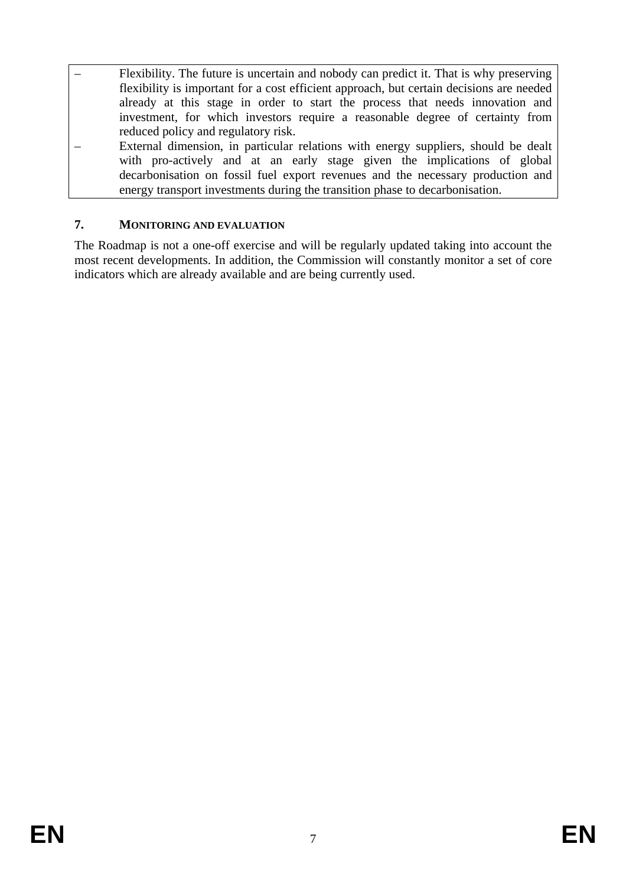- Flexibility. The future is uncertain and nobody can predict it. That is why preserving flexibility is important for a cost efficient approach, but certain decisions are needed already at this stage in order to start the process that needs innovation and investment, for which investors require a reasonable degree of certainty from reduced policy and regulatory risk.
- External dimension, in particular relations with energy suppliers, should be dealt with pro-actively and at an early stage given the implications of global decarbonisation on fossil fuel export revenues and the necessary production and energy transport investments during the transition phase to decarbonisation.

## 7. MONITORING AND EVALUATION

The Roadmap is not a one-off exercise and will be regularly updated taking into account the most recent developments. In addition, the Commission will constantly monitor a set of core indicators which are already available and are being currently used.